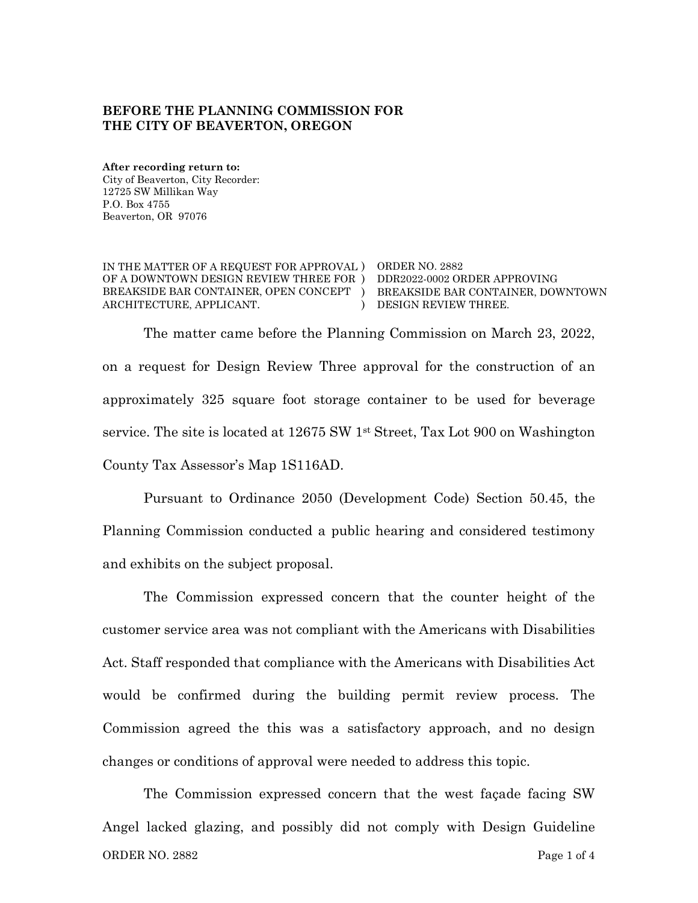**BEFORE THE PLANNING COMMISSION FOR**
**THE CITY OF BEAVERTON, OREGON**

**After recording return to:**
City of Beaverton, City Recorder:
12725 SW Millikan Way
P.O. Box 4755
Beaverton, OR 97076

| | |
|---|---|
| IN THE MATTER OF A REQUEST FOR APPROVAL OF A DOWNTOWN DESIGN REVIEW THREE FOR BREAKSIDE BAR CONTAINER, OPEN CONCEPT ARCHITECTURE, APPLICANT. | ORDER NO. 2882 DDR2022-0002 ORDER APPROVING BREAKSIDE BAR CONTAINER, DOWNTOWN DESIGN REVIEW THREE. |

The matter came before the Planning Commission on March 23, 2022, on a request for Design Review Three approval for the construction of an approximately 325 square foot storage container to be used for beverage service. The site is located at 12675 SW 1st Street, Tax Lot 900 on Washington County Tax Assessor's Map 1S116AD.

Pursuant to Ordinance 2050 (Development Code) Section 50.45, the Planning Commission conducted a public hearing and considered testimony and exhibits on the subject proposal.

The Commission expressed concern that the counter height of the customer service area was not compliant with the Americans with Disabilities Act. Staff responded that compliance with the Americans with Disabilities Act would be confirmed during the building permit review process. The Commission agreed the this was a satisfactory approach, and no design changes or conditions of approval were needed to address this topic.

The Commission expressed concern that the west façade facing SW Angel lacked glazing, and possibly did not comply with Design Guideline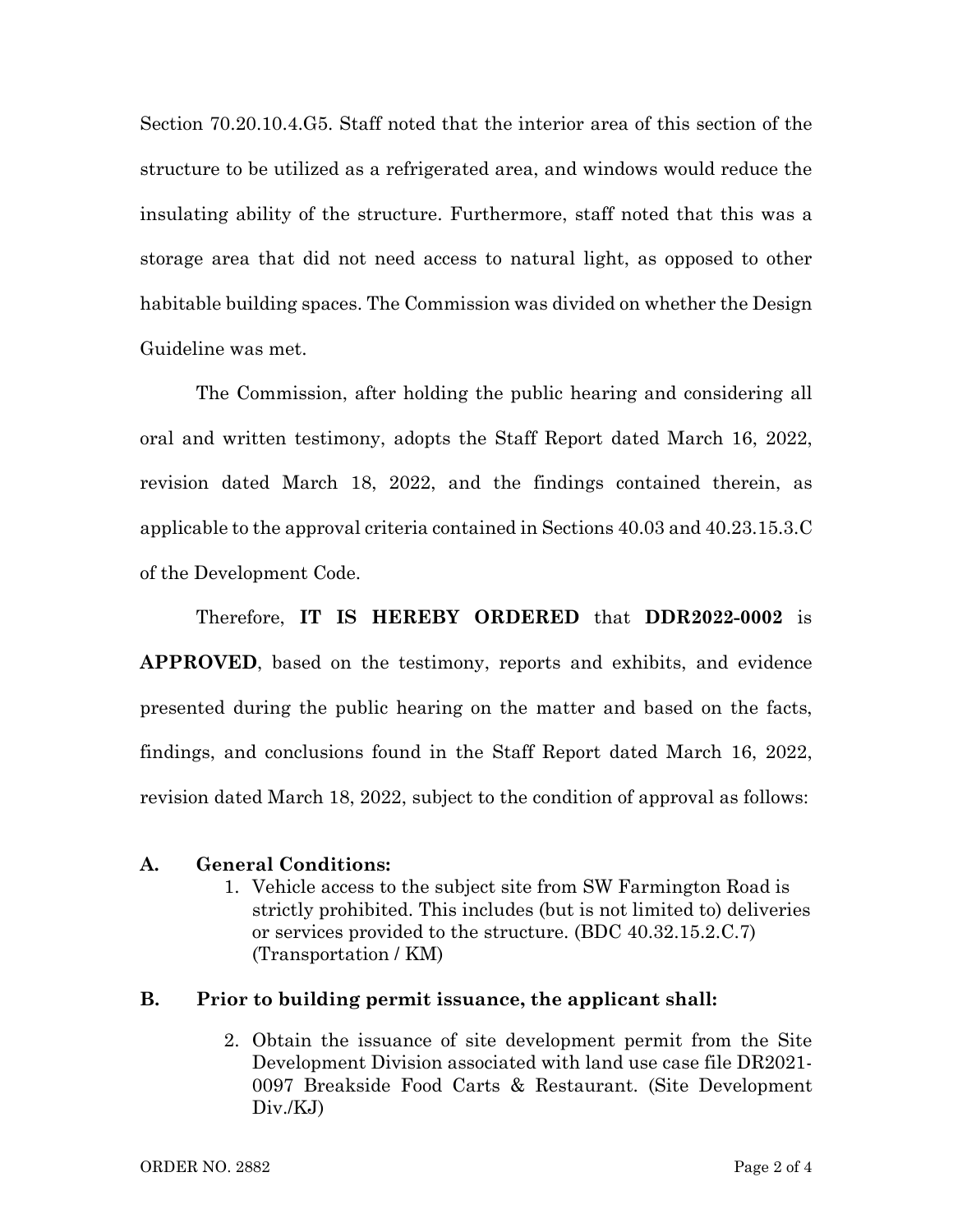Section 70.20.10.4.G5. Staff noted that the interior area of this section of the structure to be utilized as a refrigerated area, and windows would reduce the insulating ability of the structure. Furthermore, staff noted that this was a storage area that did not need access to natural light, as opposed to other habitable building spaces. The Commission was divided on whether the Design Guideline was met.

The Commission, after holding the public hearing and considering all oral and written testimony, adopts the Staff Report dated March 16, 2022, revision dated March 18, 2022, and the findings contained therein, as applicable to the approval criteria contained in Sections 40.03 and 40.23.15.3.C of the Development Code.

Therefore, **IT IS HEREBY ORDERED** that **DDR2022-0002** is **APPROVED**, based on the testimony, reports and exhibits, and evidence presented during the public hearing on the matter and based on the facts, findings, and conclusions found in the Staff Report dated March 16, 2022, revision dated March 18, 2022, subject to the condition of approval as follows:

**A. General Conditions:**

1. Vehicle access to the subject site from SW Farmington Road is strictly prohibited. This includes (but is not limited to) deliveries or services provided to the structure. (BDC 40.32.15.2.C.7) (Transportation / KM)

**B. Prior to building permit issuance, the applicant shall:**

2. Obtain the issuance of site development permit from the Site Development Division associated with land use case file DR2021-0097 Breakside Food Carts & Restaurant. (Site Development Div./KJ)

ORDER NO. 2882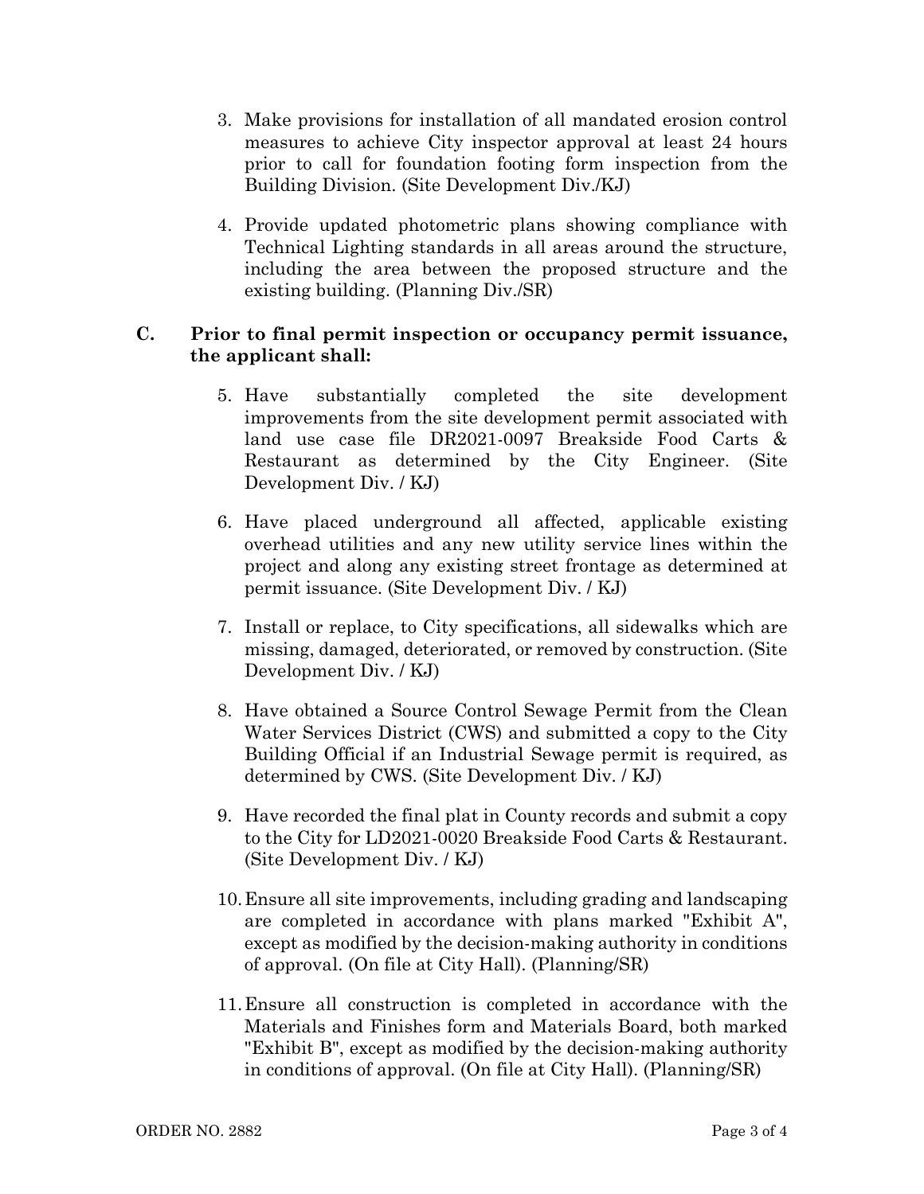3. Make provisions for installation of all mandated erosion control measures to achieve City inspector approval at least 24 hours prior to call for foundation footing form inspection from the Building Division. (Site Development Div./KJ)

4. Provide updated photometric plans showing compliance with Technical Lighting standards in all areas around the structure, including the area between the proposed structure and the existing building. (Planning Div./SR)

**C. Prior to final permit inspection or occupancy permit issuance, the applicant shall:**

5. Have substantially completed the site development improvements from the site development permit associated with land use case file DR2021-0097 Breakside Food Carts & Restaurant as determined by the City Engineer. (Site Development Div. / KJ)

6. Have placed underground all affected, applicable existing overhead utilities and any new utility service lines within the project and along any existing street frontage as determined at permit issuance. (Site Development Div. / KJ)

7. Install or replace, to City specifications, all sidewalks which are missing, damaged, deteriorated, or removed by construction. (Site Development Div. / KJ)

8. Have obtained a Source Control Sewage Permit from the Clean Water Services District (CWS) and submitted a copy to the City Building Official if an Industrial Sewage permit is required, as determined by CWS. (Site Development Div. / KJ)

9. Have recorded the final plat in County records and submit a copy to the City for LD2021-0020 Breakside Food Carts & Restaurant. (Site Development Div. / KJ)

10. Ensure all site improvements, including grading and landscaping are completed in accordance with plans marked "Exhibit A", except as modified by the decision-making authority in conditions of approval. (On file at City Hall). (Planning/SR)

11. Ensure all construction is completed in accordance with the Materials and Finishes form and Materials Board, both marked "Exhibit B", except as modified by the decision-making authority in conditions of approval. (On file at City Hall). (Planning/SR)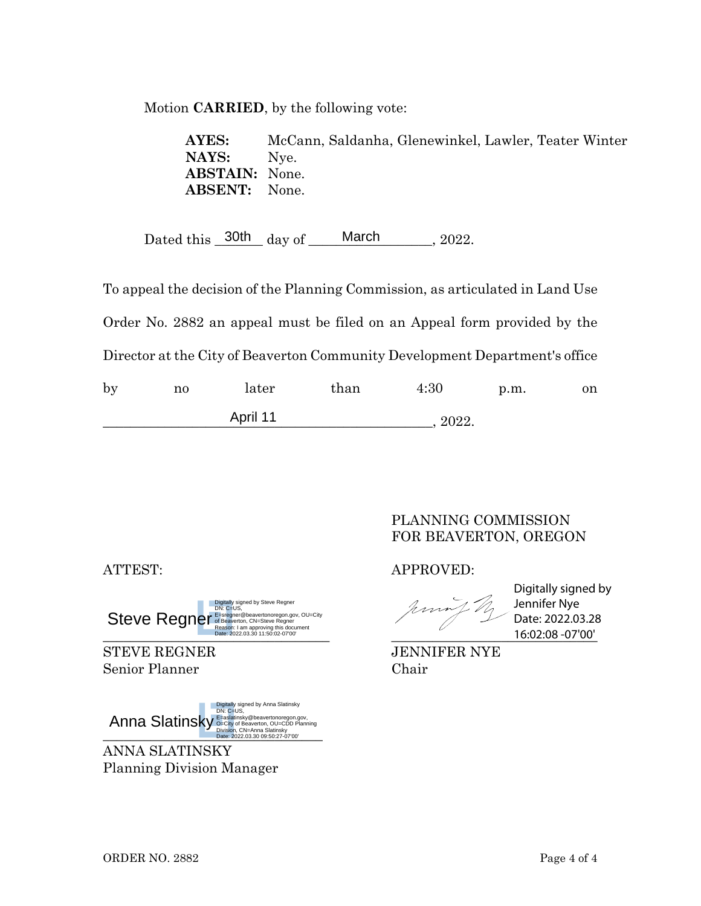Motion **CARRIED**, by the following vote:

**AYES:** McCann, Saldanha, Glenewinkel, Lawler, Teater Winter
**NAYS:** Nye.
**ABSTAIN:** None.
**ABSENT:** None.

Dated this 30th day of March, 2022.

To appeal the decision of the Planning Commission, as articulated in Land Use Order No. 2882 an appeal must be filed on an Appeal form provided by the Director at the City of Beaverton Community Development Department's office by no later than 4:30 p.m. on April 11, 2022.

PLANNING COMMISSION
FOR BEAVERTON, OREGON

ATTEST:

Steve Regner
Digitally signed by Steve Regner
DN: C=US, E=sregner@beavertonoregon.gov, OU=City of Beaverton, CN=Steve Regner
Reason: I am approving this document
Date: 2022.03.30 11:50:02-07'00'

STEVE REGNER
Senior Planner

Anna Slatinsky
Digitally signed by Anna Slatinsky
DN: C=US, E=aslatinsky@beavertonoregon.gov, O=City of Beaverton, OU=CDD Planning Division, CN=Anna Slatinsky
Date: 2022.03.30 09:50:27-07'00'

ANNA SLATINSKY
Planning Division Manager

APPROVED:

Digitally signed by Jennifer Nye
Date: 2022.03.28 16:02:08 -07'00'

JENNIFER NYE
Chair

ORDER NO. 2882